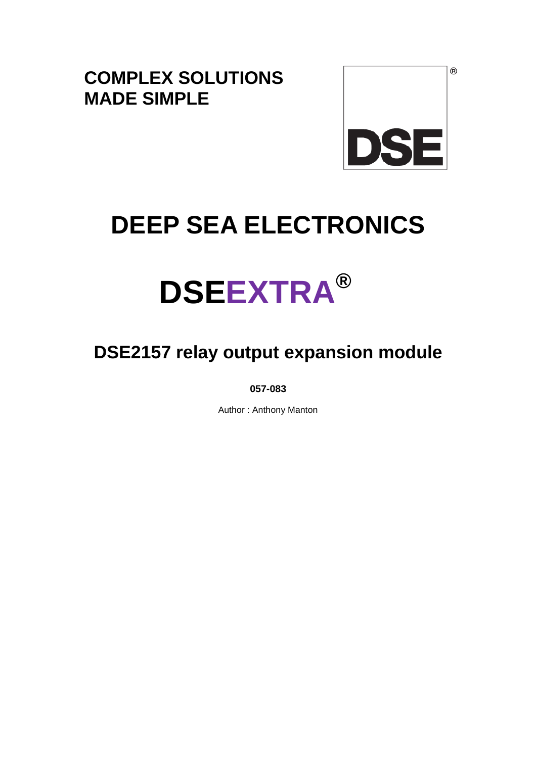**COMPLEX SOLUTIONS MADE SIMPLE**

DSE®

# DEEP SEA ELECTRONICS

# DSEEXTRA®

## DSE2157 relay output expansion module

**057-083**

Author : Anthony Manton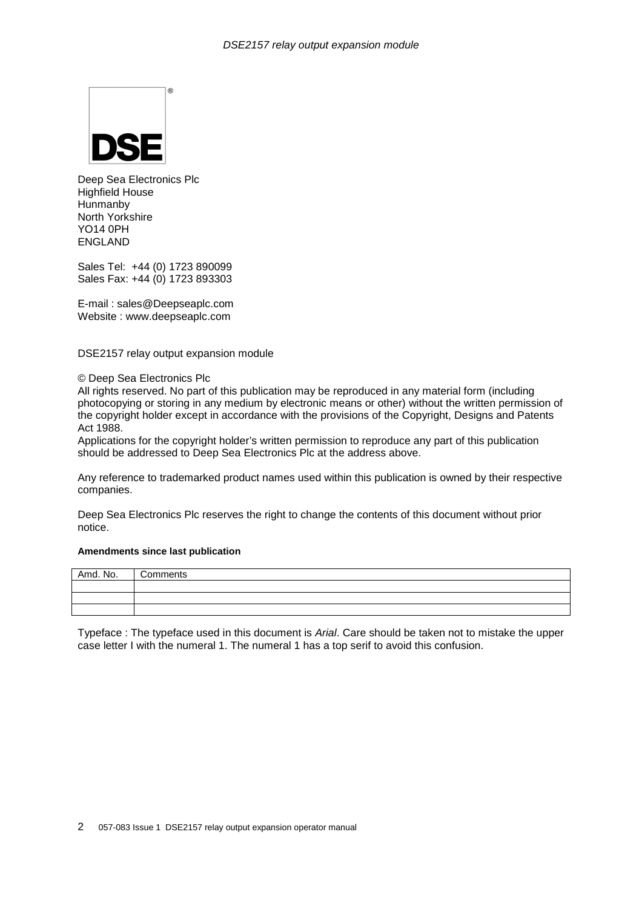Deep Sea Electronics Plc
Highfield House
Hunmanby
North Yorkshire
YO14 0PH
ENGLAND

Sales Tel: +44 (0) 1723 890099
Sales Fax: +44 (0) 1723 893303

E-mail : sales@Deepseaplc.com
Website : www.deepseaplc.com

DSE2157 relay output expansion module

© Deep Sea Electronics Plc
All rights reserved. No part of this publication may be reproduced in any material form (including photocopying or storing in any medium by electronic means or other) without the written permission of the copyright holder except in accordance with the provisions of the Copyright, Designs and Patents Act 1988.
Applications for the copyright holder's written permission to reproduce any part of this publication should be addressed to Deep Sea Electronics Plc at the address above.

Any reference to trademarked product names used within this publication is owned by their respective companies.

Deep Sea Electronics Plc reserves the right to change the contents of this document without prior notice.

**Amendments since last publication**

| Amd. No. | Comments |
|---|---|
| | |
| | |
| | |

Typeface : The typeface used in this document is *Arial*. Care should be taken not to mistake the upper case letter I with the numeral 1. The numeral 1 has a top serif to avoid this confusion.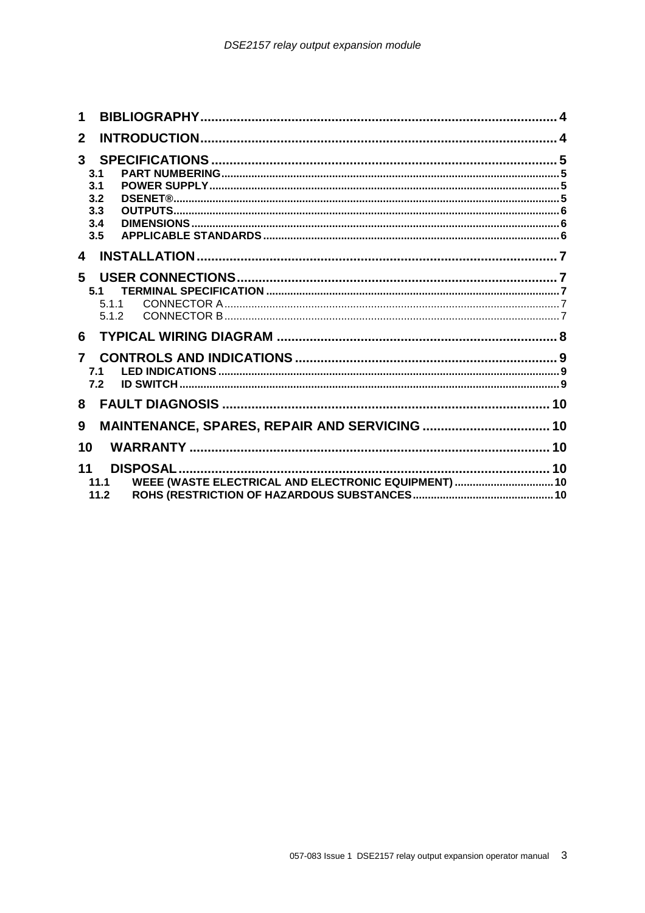1 BIBLIOGRAPHY ..... 4

2 INTRODUCTION ..... 4

3 SPECIFICATIONS ..... 5

- 3.1 PART NUMBERING ..... 5
- 3.1 POWER SUPPLY ..... 5
- 3.2 DSENET® ..... 5
- 3.3 OUTPUTS ..... 6
- 3.4 DIMENSIONS ..... 6
- 3.5 APPLICABLE STANDARDS ..... 6

4 INSTALLATION ..... 7

5 USER CONNECTIONS ..... 7

- 5.1 TERMINAL SPECIFICATION ..... 7
  - 5.1.1 CONNECTOR A ..... 7
  - 5.1.2 CONNECTOR B ..... 7

6 TYPICAL WIRING DIAGRAM ..... 8

7 CONTROLS AND INDICATIONS ..... 9

- 7.1 LED INDICATIONS ..... 9
- 7.2 ID SWITCH ..... 9

8 FAULT DIAGNOSIS ..... 10

9 MAINTENANCE, SPARES, REPAIR AND SERVICING ..... 10

10 WARRANTY ..... 10

11 DISPOSAL ..... 10

- 11.1 WEEE (WASTE ELECTRICAL AND ELECTRONIC EQUIPMENT) ..... 10
- 11.2 ROHS (RESTRICTION OF HAZARDOUS SUBSTANCES ..... 10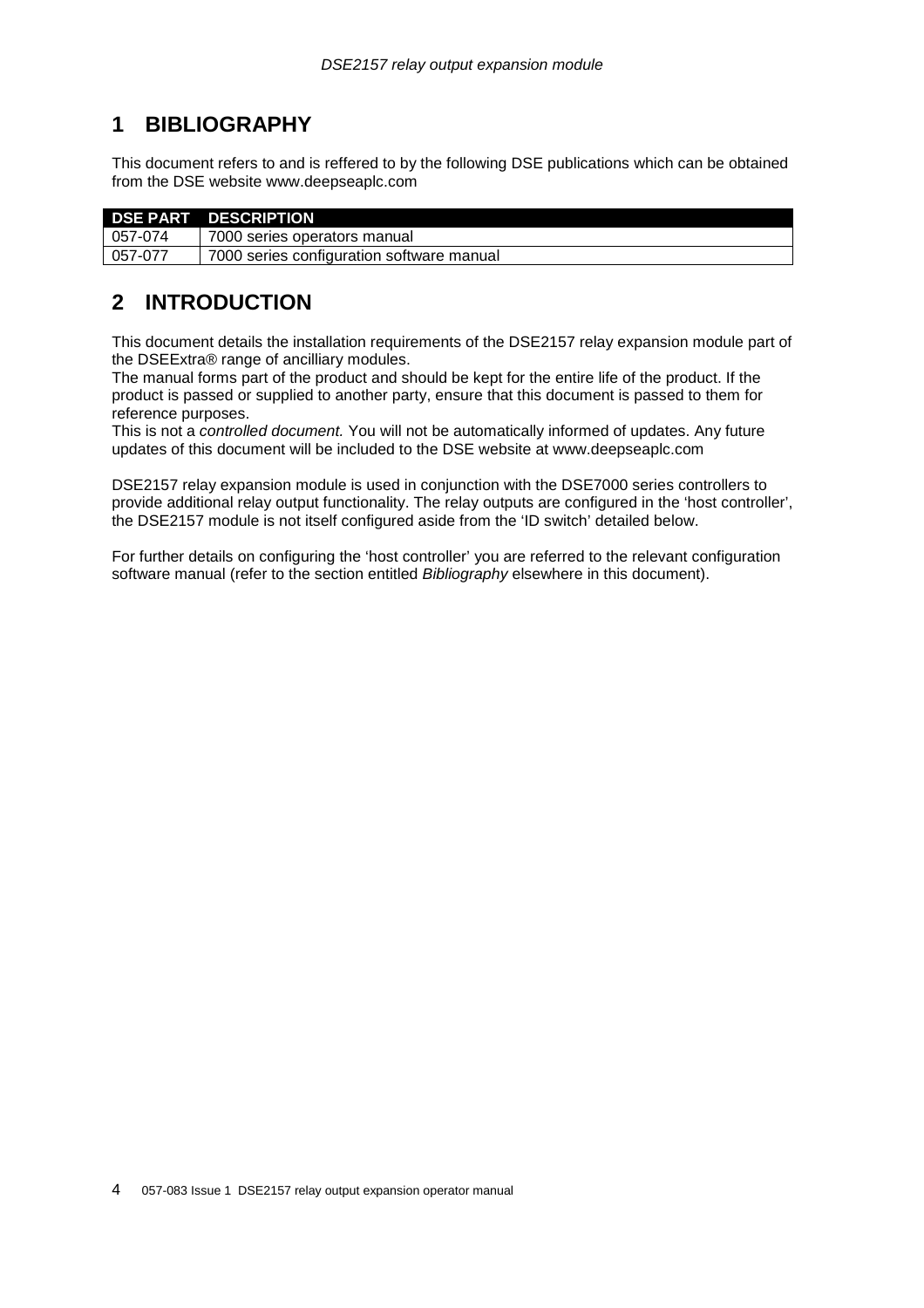# 1 BIBLIOGRAPHY

This document refers to and is reffered to by the following DSE publications which can be obtained from the DSE website www.deepseaplc.com

| DSE PART | DESCRIPTION |
| --- | --- |
| 057-074 | 7000 series operators manual |
| 057-077 | 7000 series configuration software manual |

# 2 INTRODUCTION

This document details the installation requirements of the DSE2157 relay expansion module part of the DSEExtra® range of ancilliary modules.
The manual forms part of the product and should be kept for the entire life of the product. If the product is passed or supplied to another party, ensure that this document is passed to them for reference purposes.
This is not a *controlled document.* You will not be automatically informed of updates. Any future updates of this document will be included to the DSE website at www.deepseaplc.com

DSE2157 relay expansion module is used in conjunction with the DSE7000 series controllers to provide additional relay output functionality. The relay outputs are configured in the 'host controller', the DSE2157 module is not itself configured aside from the 'ID switch' detailed below.

For further details on configuring the 'host controller' you are referred to the relevant configuration software manual (refer to the section entitled *Bibliography* elsewhere in this document).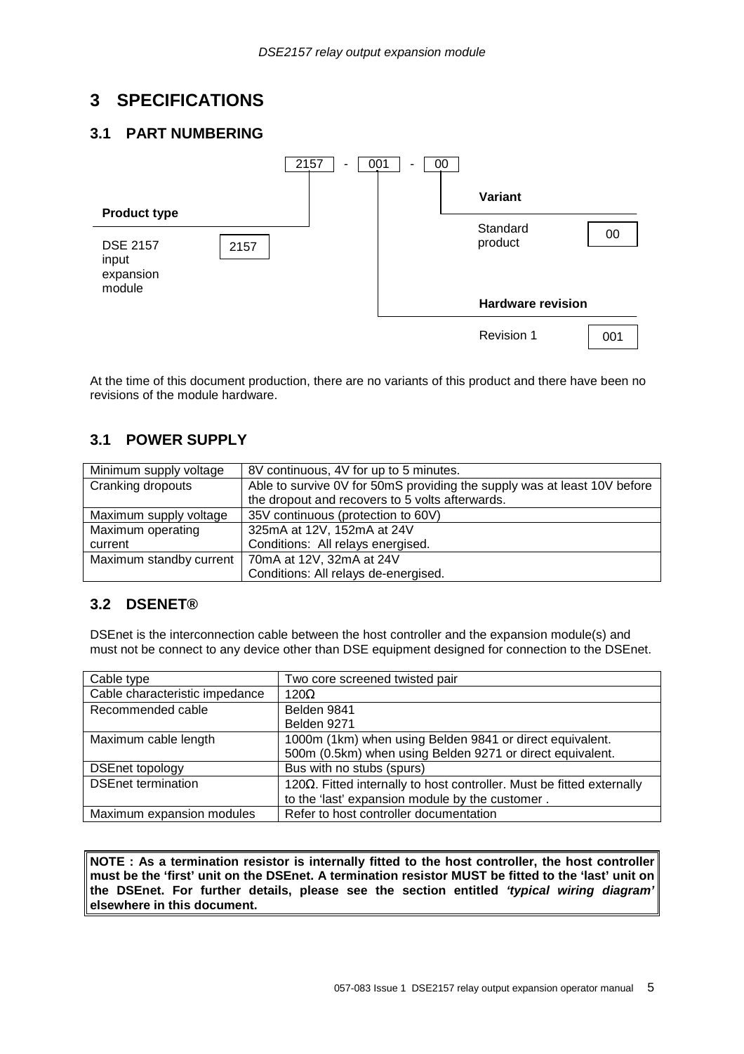# 3 SPECIFICATIONS

## 3.1 PART NUMBERING

2157 - 001 - 00

**Product type**

| DSE 2157 input expansion module | 2157 |
|---|---|

**Variant**

| Standard product | 00 |
|---|---|

**Hardware revision**

| Revision 1 | 001 |
|---|---|

At the time of this document production, there are no variants of this product and there have been no revisions of the module hardware.

## 3.1 POWER SUPPLY

| Minimum supply voltage | 8V continuous, 4V for up to 5 minutes. |
|---|---|
| Cranking dropouts | Able to survive 0V for 50mS providing the supply was at least 10V before the dropout and recovers to 5 volts afterwards. |
| Maximum supply voltage | 35V continuous (protection to 60V) |
| Maximum operating current | 325mA at 12V, 152mA at 24V<br>Conditions: All relays energised. |
| Maximum standby current | 70mA at 12V, 32mA at 24V<br>Conditions: All relays de-energised. |

## 3.2 DSENET®

DSEnet is the interconnection cable between the host controller and the expansion module(s) and must not be connect to any device other than DSE equipment designed for connection to the DSEnet.

| Cable type | Two core screened twisted pair |
|---|---|
| Cable characteristic impedance | 120Ω |
| Recommended cable | Belden 9841<br>Belden 9271 |
| Maximum cable length | 1000m (1km) when using Belden 9841 or direct equivalent.<br>500m (0.5km) when using Belden 9271 or direct equivalent. |
| DSEnet topology | Bus with no stubs (spurs) |
| DSEnet termination | 120Ω. Fitted internally to host controller. Must be fitted externally to the 'last' expansion module by the customer . |
| Maximum expansion modules | Refer to host controller documentation |

**NOTE : As a termination resistor is internally fitted to the host controller, the host controller must be the 'first' unit on the DSEnet. A termination resistor MUST be fitted to the 'last' unit on the DSEnet. For further details, please see the section entitled *'typical wiring diagram'* elsewhere in this document.**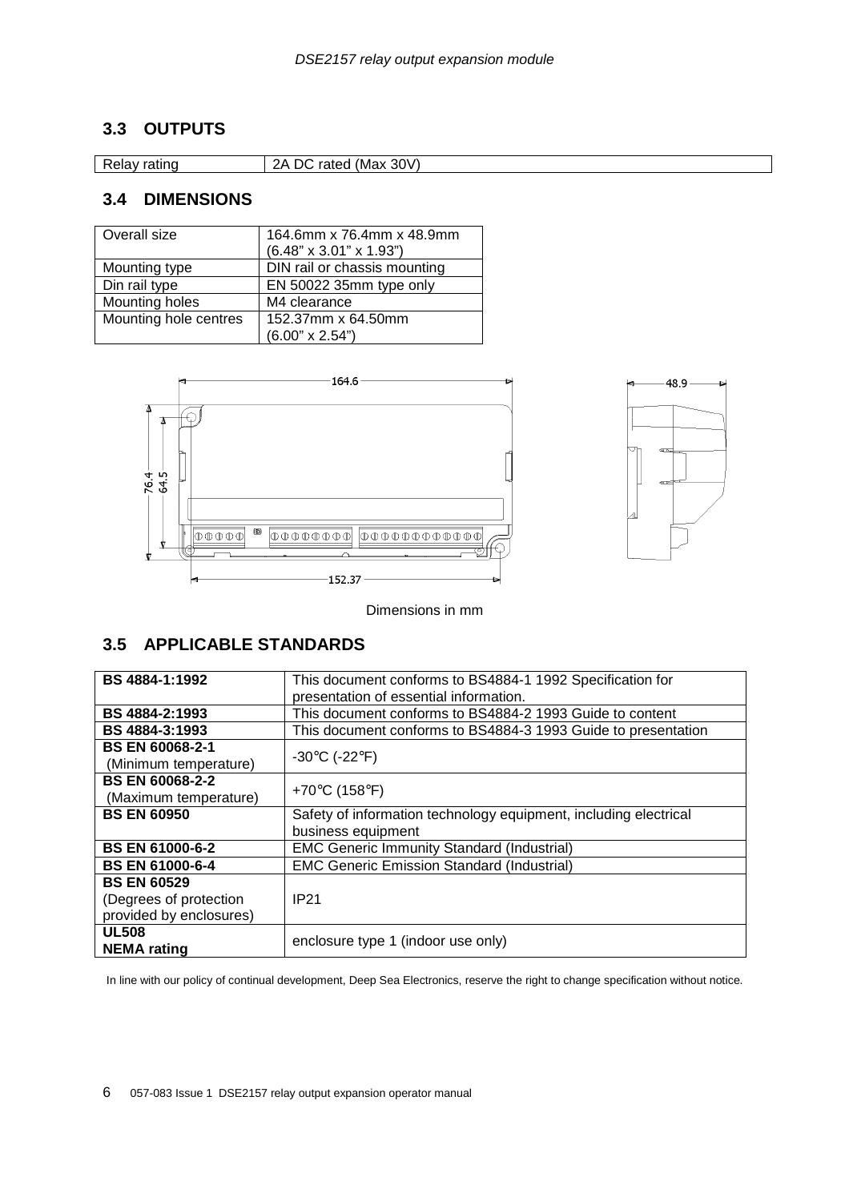## 3.3 OUTPUTS

| Relay rating | 2A DC rated (Max 30V) |
|---|---|

## 3.4 DIMENSIONS

| Overall size | 164.6mm x 76.4mm x 48.9mm (6.48” x 3.01” x 1.93”) |
|---|---|
| Mounting type | DIN rail or chassis mounting |
| Din rail type | EN 50022 35mm type only |
| Mounting holes | M4 clearance |
| Mounting hole centres | 152.37mm x 64.50mm (6.00” x 2.54”) |

Dimensions in mm

## 3.5 APPLICABLE STANDARDS

| | |
|---|---|
| **BS 4884-1:1992** | This document conforms to BS4884-1 1992 Specification for presentation of essential information. |
| **BS 4884-2:1993** | This document conforms to BS4884-2 1993 Guide to content |
| **BS 4884-3:1993** | This document conforms to BS4884-3 1993 Guide to presentation |
| **BS EN 60068-2-1** (Minimum temperature) | -30°C (-22°F) |
| **BS EN 60068-2-2** (Maximum temperature) | +70°C (158°F) |
| **BS EN 60950** | Safety of information technology equipment, including electrical business equipment |
| **BS EN 61000-6-2** | EMC Generic Immunity Standard (Industrial) |
| **BS EN 61000-6-4** | EMC Generic Emission Standard (Industrial) |
| **BS EN 60529** (Degrees of protection provided by enclosures) | IP21 |
| **UL508** **NEMA rating** | enclosure type 1 (indoor use only) |

In line with our policy of continual development, Deep Sea Electronics, reserve the right to change specification without notice.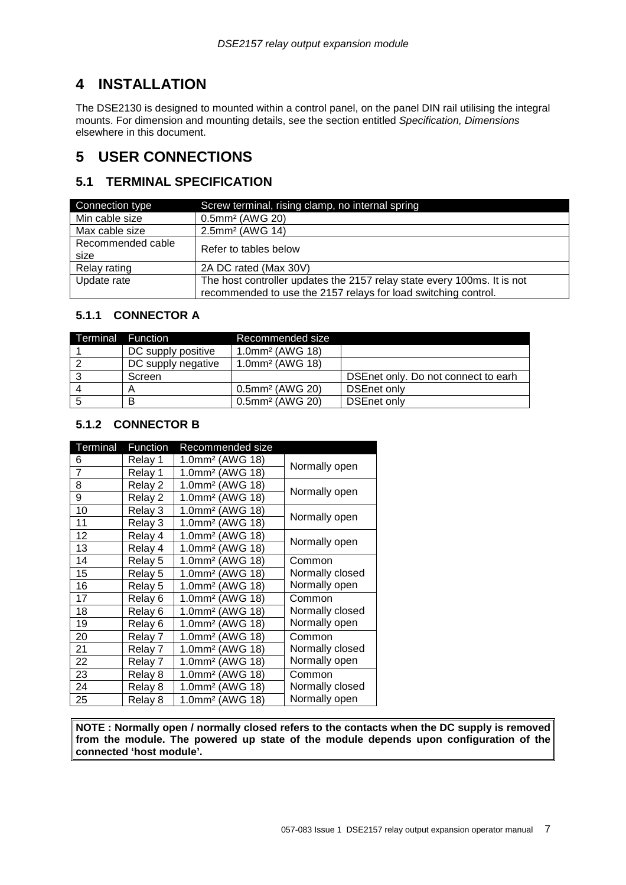# 4 INSTALLATION

The DSE2130 is designed to mounted within a control panel, on the panel DIN rail utilising the integral mounts. For dimension and mounting details, see the section entitled *Specification, Dimensions* elsewhere in this document.

# 5 USER CONNECTIONS

## 5.1 TERMINAL SPECIFICATION

| Connection type | Screw terminal, rising clamp, no internal spring |
|---|---|
| Min cable size | 0.5mm² (AWG 20) |
| Max cable size | 2.5mm² (AWG 14) |
| Recommended cable size | Refer to tables below |
| Relay rating | 2A DC rated (Max 30V) |
| Update rate | The host controller updates the 2157 relay state every 100ms. It is not recommended to use the 2157 relays for load switching control. |

### 5.1.1 CONNECTOR A

| Terminal | Function | Recommended size | |
|---|---|---|---|
| 1 | DC supply positive | 1.0mm² (AWG 18) | |
| 2 | DC supply negative | 1.0mm² (AWG 18) | |
| 3 | Screen | | DSEnet only. Do not connect to earh |
| 4 | A | 0.5mm² (AWG 20) | DSEnet only |
| 5 | B | 0.5mm² (AWG 20) | DSEnet only |

### 5.1.2 CONNECTOR B

| Terminal | Function | Recommended size | |
|---|---|---|---|
| 6 | Relay 1 | 1.0mm² (AWG 18) | Normally open |
| 7 | Relay 1 | 1.0mm² (AWG 18) | |
| 8 | Relay 2 | 1.0mm² (AWG 18) | Normally open |
| 9 | Relay 2 | 1.0mm² (AWG 18) | |
| 10 | Relay 3 | 1.0mm² (AWG 18) | Normally open |
| 11 | Relay 3 | 1.0mm² (AWG 18) | |
| 12 | Relay 4 | 1.0mm² (AWG 18) | Normally open |
| 13 | Relay 4 | 1.0mm² (AWG 18) | |
| 14 | Relay 5 | 1.0mm² (AWG 18) | Common |
| 15 | Relay 5 | 1.0mm² (AWG 18) | Normally closed |
| 16 | Relay 5 | 1.0mm² (AWG 18) | Normally open |
| 17 | Relay 6 | 1.0mm² (AWG 18) | Common |
| 18 | Relay 6 | 1.0mm² (AWG 18) | Normally closed |
| 19 | Relay 6 | 1.0mm² (AWG 18) | Normally open |
| 20 | Relay 7 | 1.0mm² (AWG 18) | Common |
| 21 | Relay 7 | 1.0mm² (AWG 18) | Normally closed |
| 22 | Relay 7 | 1.0mm² (AWG 18) | Normally open |
| 23 | Relay 8 | 1.0mm² (AWG 18) | Common |
| 24 | Relay 8 | 1.0mm² (AWG 18) | Normally closed |
| 25 | Relay 8 | 1.0mm² (AWG 18) | Normally open |

**NOTE : Normally open / normally closed refers to the contacts when the DC supply is removed from the module. The powered up state of the module depends upon configuration of the connected 'host module'.**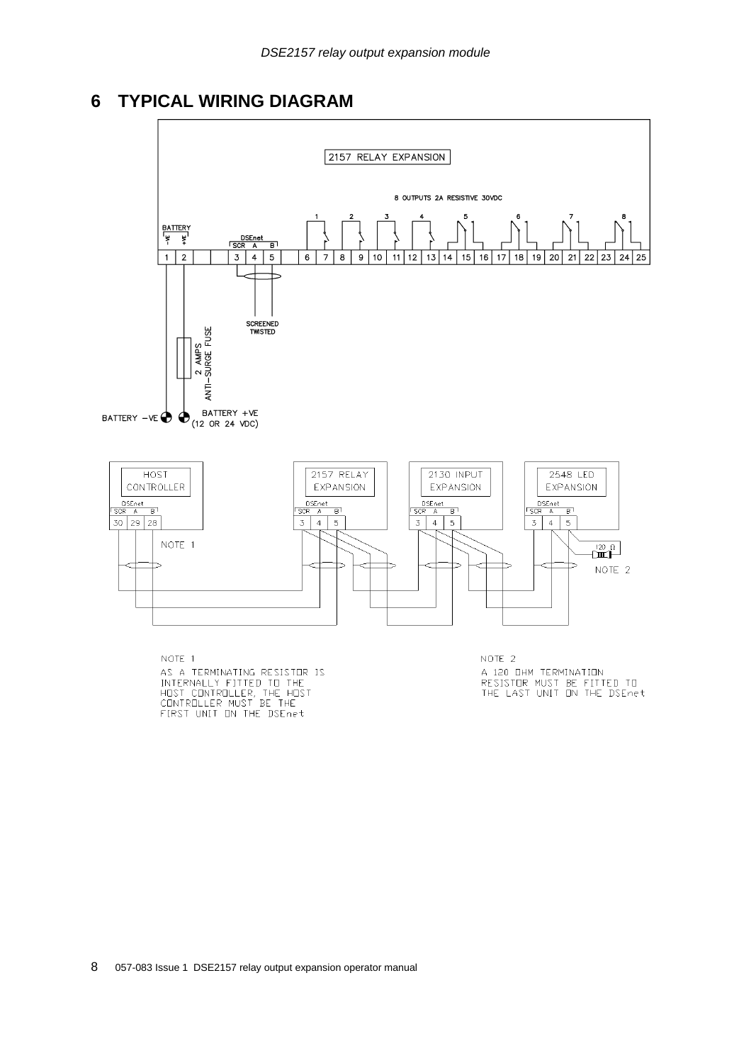## 6 TYPICAL WIRING DIAGRAM

2157 RELAY EXPANSION

8 OUTPUTS 2A RESISTIVE 30VDC

BATTERY -VE +VE

DSEnet SCR A B

1 2 3 4 5 6 7 8 9 10 11 12 13 14 15 16 17 18 19 20 21 22 23 24 25

SCREENED TWISTED

2 AMPS ANTI-SURGE FUSE

BATTERY -VE

BATTERY +VE (12 OR 24 VDC)

HOST CONTROLLER — DSEnet SCR A B — 30 29 28

2157 RELAY EXPANSION — DSEnet SCR A B — 3 4 5

2130 INPUT EXPANSION — DSEnet SCR A B — 3 4 5

2548 LED EXPANSION — DSEnet SCR A B — 3 4 5

120 Ω

NOTE 1

AS A TERMINATING RESISTOR IS INTERNALLY FITTED TO THE HOST CONTROLLER, THE HOST CONTROLLER MUST BE THE FIRST UNIT ON THE DSEnet

NOTE 2

A 120 OHM TERMINATION RESISTOR MUST BE FITTED TO THE LAST UNIT ON THE DSEnet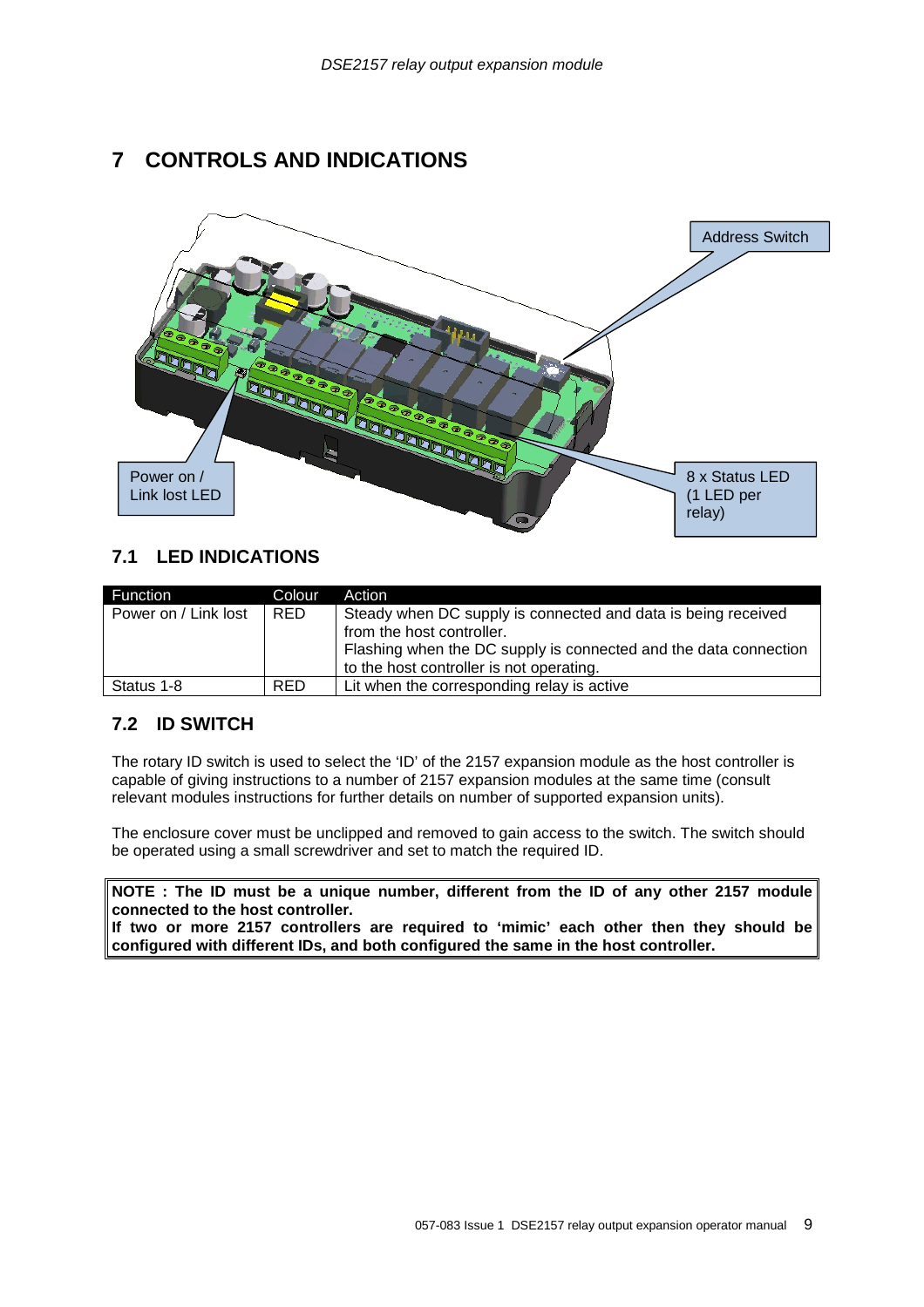# 7 CONTROLS AND INDICATIONS

Address Switch

Power on / Link lost LED

8 x Status LED (1 LED per relay)

## 7.1 LED INDICATIONS

| Function | Colour | Action |
|---|---|---|
| Power on / Link lost | RED | Steady when DC supply is connected and data is being received from the host controller. Flashing when the DC supply is connected and the data connection to the host controller is not operating. |
| Status 1-8 | RED | Lit when the corresponding relay is active |

## 7.2 ID SWITCH

The rotary ID switch is used to select the 'ID' of the 2157 expansion module as the host controller is capable of giving instructions to a number of 2157 expansion modules at the same time (consult relevant modules instructions for further details on number of supported expansion units).

The enclosure cover must be unclipped and removed to gain access to the switch. The switch should be operated using a small screwdriver and set to match the required ID.

**NOTE : The ID must be a unique number, different from the ID of any other 2157 module connected to the host controller.**
**If two or more 2157 controllers are required to 'mimic' each other then they should be configured with different IDs, and both configured the same in the host controller.**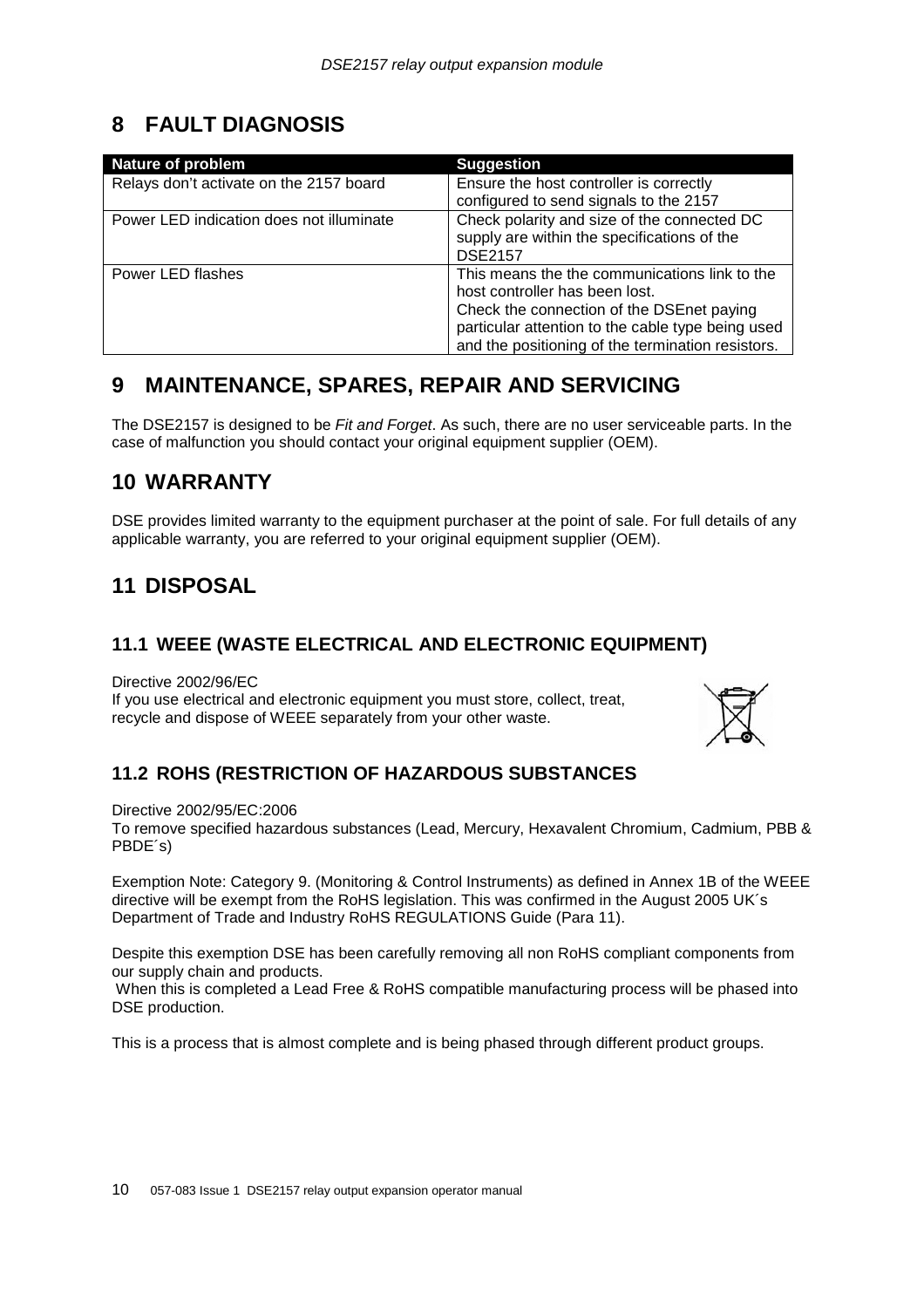# 8 FAULT DIAGNOSIS

| Nature of problem | Suggestion |
|---|---|
| Relays don't activate on the 2157 board | Ensure the host controller is correctly configured to send signals to the 2157 |
| Power LED indication does not illuminate | Check polarity and size of the connected DC supply are within the specifications of the DSE2157 |
| Power LED flashes | This means the the communications link to the host controller has been lost. Check the connection of the DSEnet paying particular attention to the cable type being used and the positioning of the termination resistors. |

# 9 MAINTENANCE, SPARES, REPAIR AND SERVICING

The DSE2157 is designed to be *Fit and Forget*. As such, there are no user serviceable parts. In the case of malfunction you should contact your original equipment supplier (OEM).

# 10 WARRANTY

DSE provides limited warranty to the equipment purchaser at the point of sale. For full details of any applicable warranty, you are referred to your original equipment supplier (OEM).

# 11 DISPOSAL

## 11.1 WEEE (WASTE ELECTRICAL AND ELECTRONIC EQUIPMENT)

Directive 2002/96/EC
If you use electrical and electronic equipment you must store, collect, treat, recycle and dispose of WEEE separately from your other waste.

## 11.2 ROHS (RESTRICTION OF HAZARDOUS SUBSTANCES

Directive 2002/95/EC:2006
To remove specified hazardous substances (Lead, Mercury, Hexavalent Chromium, Cadmium, PBB & PBDE´s)

Exemption Note: Category 9. (Monitoring & Control Instruments) as defined in Annex 1B of the WEEE directive will be exempt from the RoHS legislation. This was confirmed in the August 2005 UK´s Department of Trade and Industry RoHS REGULATIONS Guide (Para 11).

Despite this exemption DSE has been carefully removing all non RoHS compliant components from our supply chain and products.
When this is completed a Lead Free & RoHS compatible manufacturing process will be phased into DSE production.

This is a process that is almost complete and is being phased through different product groups.